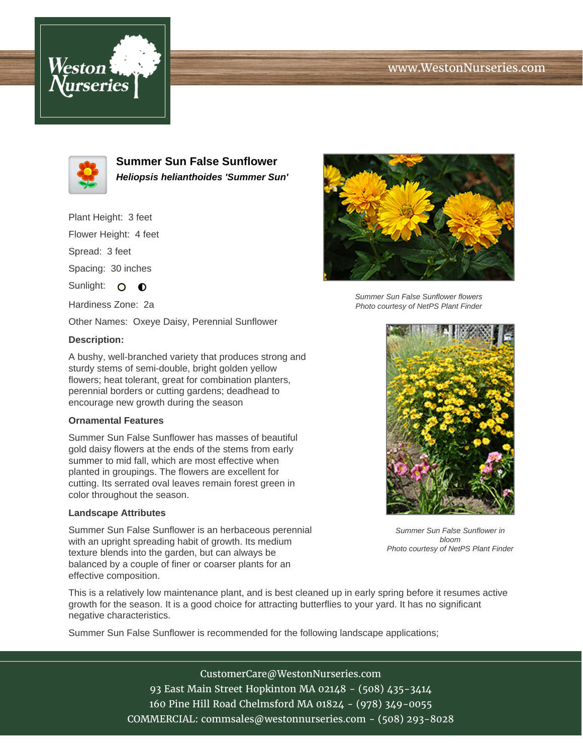# Summer Sun False Sunflower

***Heliopsis helianthoides 'Summer Sun'***

Plant Height: 3 feet

Flower Height: 4 feet

Spread: 3 feet

Spacing: 30 inches

Sunlight: ○ ◐

Hardiness Zone: 2a

Other Names: Oxeye Daisy, Perennial Sunflower

**Description:**

A bushy, well-branched variety that produces strong and sturdy stems of semi-double, bright golden yellow flowers; heat tolerant, great for combination planters, perennial borders or cutting gardens; deadhead to encourage new growth during the season

### Ornamental Features

Summer Sun False Sunflower has masses of beautiful gold daisy flowers at the ends of the stems from early summer to mid fall, which are most effective when planted in groupings. The flowers are excellent for cutting. Its serrated oval leaves remain forest green in color throughout the season.

### Landscape Attributes

Summer Sun False Sunflower is an herbaceous perennial with an upright spreading habit of growth. Its medium texture blends into the garden, but can always be balanced by a couple of finer or coarser plants for an effective composition.

*Summer Sun False Sunflower flowers*
*Photo courtesy of NetPS Plant Finder*

*Summer Sun False Sunflower in bloom*
*Photo courtesy of NetPS Plant Finder*

This is a relatively low maintenance plant, and is best cleaned up in early spring before it resumes active growth for the season. It is a good choice for attracting butterflies to your yard. It has no significant negative characteristics.

Summer Sun False Sunflower is recommended for the following landscape applications;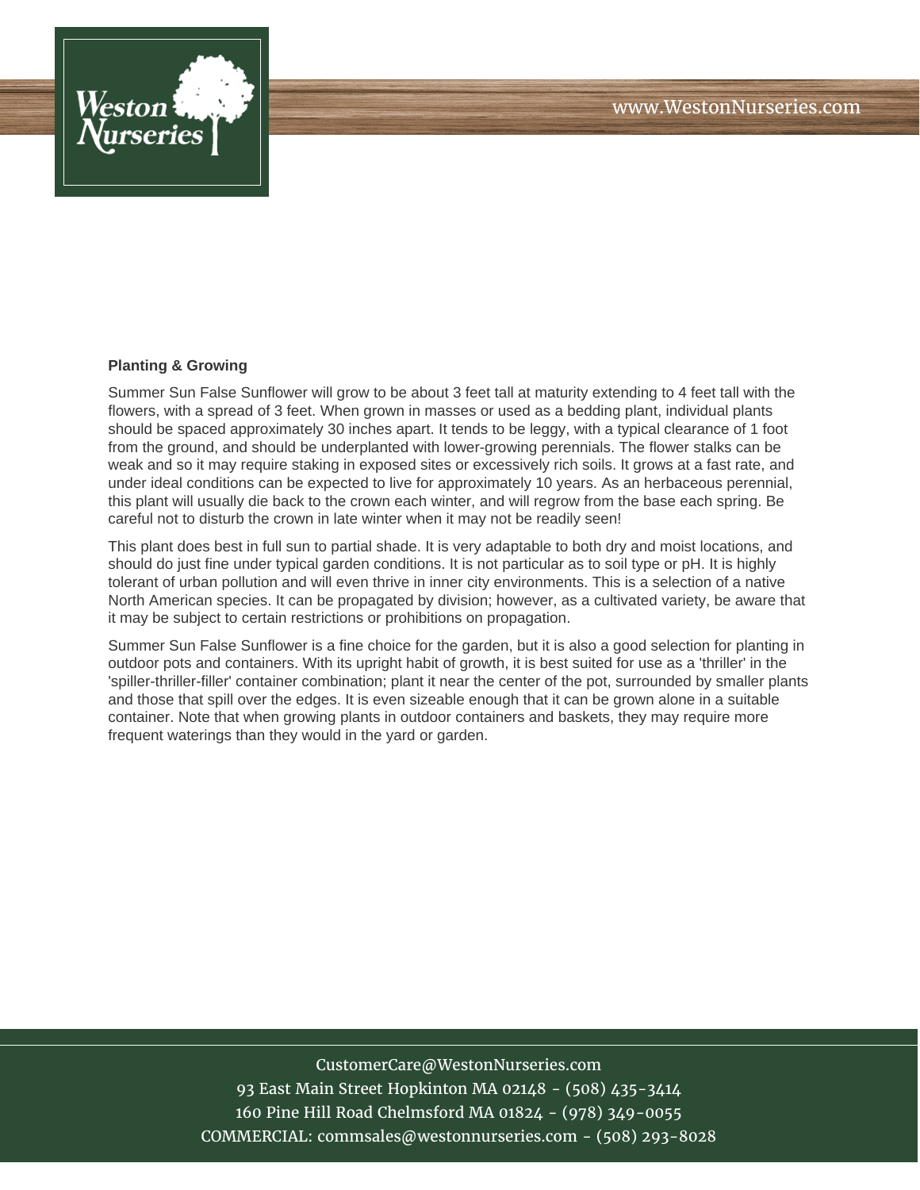**Planting & Growing**

Summer Sun False Sunflower will grow to be about 3 feet tall at maturity extending to 4 feet tall with the flowers, with a spread of 3 feet. When grown in masses or used as a bedding plant, individual plants should be spaced approximately 30 inches apart. It tends to be leggy, with a typical clearance of 1 foot from the ground, and should be underplanted with lower-growing perennials. The flower stalks can be weak and so it may require staking in exposed sites or excessively rich soils. It grows at a fast rate, and under ideal conditions can be expected to live for approximately 10 years. As an herbaceous perennial, this plant will usually die back to the crown each winter, and will regrow from the base each spring. Be careful not to disturb the crown in late winter when it may not be readily seen!

This plant does best in full sun to partial shade. It is very adaptable to both dry and moist locations, and should do just fine under typical garden conditions. It is not particular as to soil type or pH. It is highly tolerant of urban pollution and will even thrive in inner city environments. This is a selection of a native North American species. It can be propagated by division; however, as a cultivated variety, be aware that it may be subject to certain restrictions or prohibitions on propagation.

Summer Sun False Sunflower is a fine choice for the garden, but it is also a good selection for planting in outdoor pots and containers. With its upright habit of growth, it is best suited for use as a 'thriller' in the 'spiller-thriller-filler' container combination; plant it near the center of the pot, surrounded by smaller plants and those that spill over the edges. It is even sizeable enough that it can be grown alone in a suitable container. Note that when growing plants in outdoor containers and baskets, they may require more frequent waterings than they would in the yard or garden.